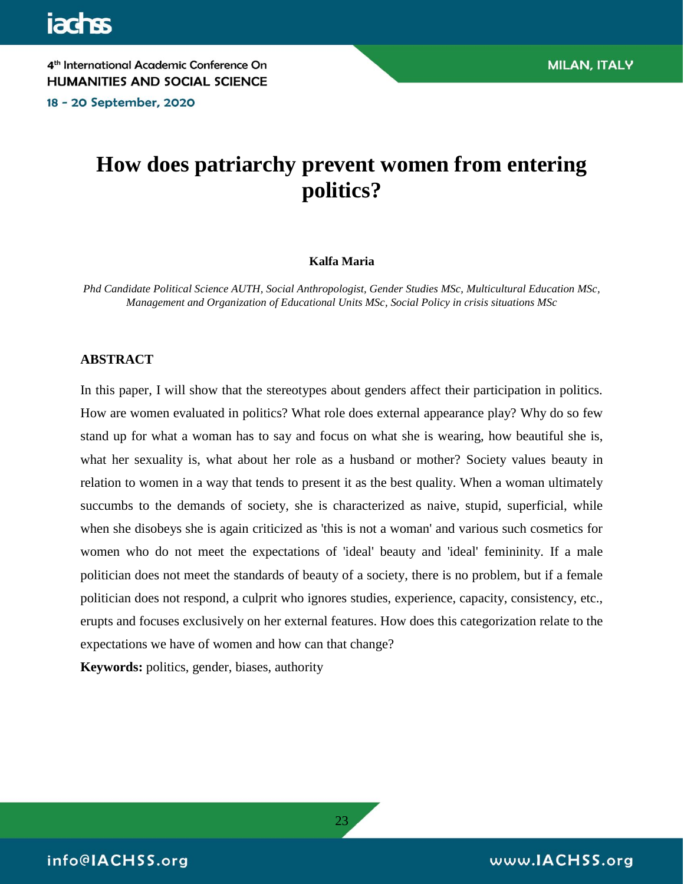# How does patriarchy prevent women from entering politics?

**Kalfa Maria**

*Phd Candidate Political Science AUTH, Social Anthropologist, Gender Studies MSc, Multicultural Education MSc, Management and Organization of Educational Units MSc, Social Policy in crisis situations MSc*

## ABSTRACT

In this paper, I will show that the stereotypes about genders affect their participation in politics. How are women evaluated in politics? What role does external appearance play? Why do so few stand up for what a woman has to say and focus on what she is wearing, how beautiful she is, what her sexuality is, what about her role as a husband or mother? Society values beauty in relation to women in a way that tends to present it as the best quality. When a woman ultimately succumbs to the demands of society, she is characterized as naive, stupid, superficial, while when she disobeys she is again criticized as 'this is not a woman' and various such cosmetics for women who do not meet the expectations of 'ideal' beauty and 'ideal' femininity. If a male politician does not meet the standards of beauty of a society, there is no problem, but if a female politician does not respond, a culprit who ignores studies, experience, capacity, consistency, etc., erupts and focuses exclusively on her external features. How does this categorization relate to the expectations we have of women and how can that change?

**Keywords:** politics, gender, biases, authority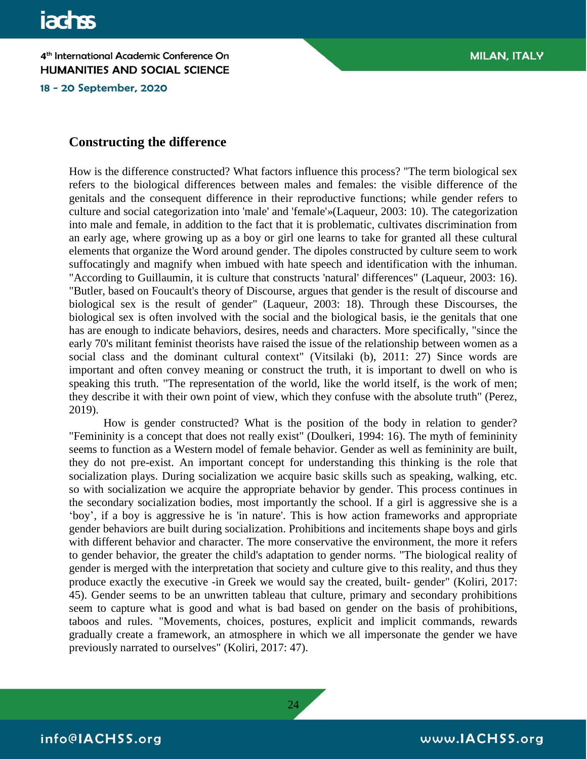## Constructing the difference

How is the difference constructed? What factors influence this process? "The term biological sex refers to the biological differences between males and females: the visible difference of the genitals and the consequent difference in their reproductive functions; while gender refers to culture and social categorization into 'male' and 'female'»(Laqueur, 2003: 10). The categorization into male and female, in addition to the fact that it is problematic, cultivates discrimination from an early age, where growing up as a boy or girl one learns to take for granted all these cultural elements that organize the Word around gender. The dipoles constructed by culture seem to work suffocatingly and magnify when imbued with hate speech and identification with the inhuman. "According to Guillaumin, it is culture that constructs 'natural' differences" (Laqueur, 2003: 16). "Butler, based on Foucault's theory of Discourse, argues that gender is the result of discourse and biological sex is the result of gender" (Laqueur, 2003: 18). Through these Discourses, the biological sex is often involved with the social and the biological basis, ie the genitals that one has are enough to indicate behaviors, desires, needs and characters. More specifically, "since the early 70's militant feminist theorists have raised the issue of the relationship between women as a social class and the dominant cultural context" (Vitsilaki (b), 2011: 27) Since words are important and often convey meaning or construct the truth, it is important to dwell on who is speaking this truth. "The representation of the world, like the world itself, is the work of men; they describe it with their own point of view, which they confuse with the absolute truth" (Perez, 2019).

How is gender constructed? What is the position of the body in relation to gender? "Femininity is a concept that does not really exist" (Doulkeri, 1994: 16). The myth of femininity seems to function as a Western model of female behavior. Gender as well as femininity are built, they do not pre-exist. An important concept for understanding this thinking is the role that socialization plays. During socialization we acquire basic skills such as speaking, walking, etc. so with socialization we acquire the appropriate behavior by gender. This process continues in the secondary socialization bodies, most importantly the school. If a girl is aggressive she is a 'boy', if a boy is aggressive he is 'in nature'. This is how action frameworks and appropriate gender behaviors are built during socialization. Prohibitions and incitements shape boys and girls with different behavior and character. The more conservative the environment, the more it refers to gender behavior, the greater the child's adaptation to gender norms. "The biological reality of gender is merged with the interpretation that society and culture give to this reality, and thus they produce exactly the executive -in Greek we would say the created, built- gender" (Koliri, 2017: 45). Gender seems to be an unwritten tableau that culture, primary and secondary prohibitions seem to capture what is good and what is bad based on gender on the basis of prohibitions, taboos and rules. "Movements, choices, postures, explicit and implicit commands, rewards gradually create a framework, an atmosphere in which we all impersonate the gender we have previously narrated to ourselves" (Koliri, 2017: 47).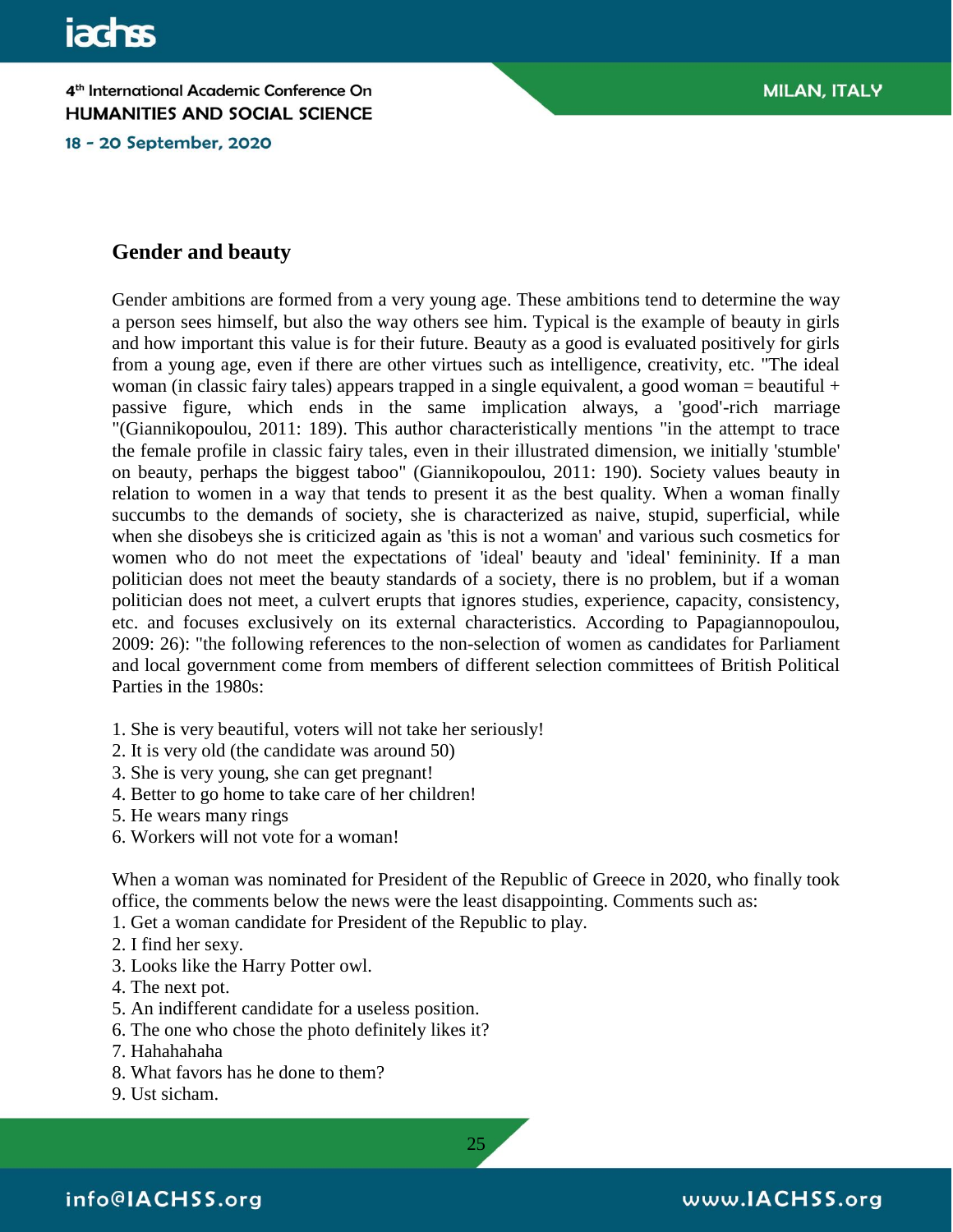## Gender and beauty

Gender ambitions are formed from a very young age. These ambitions tend to determine the way a person sees himself, but also the way others see him. Typical is the example of beauty in girls and how important this value is for their future. Beauty as a good is evaluated positively for girls from a young age, even if there are other virtues such as intelligence, creativity, etc. "The ideal woman (in classic fairy tales) appears trapped in a single equivalent, a good woman = beautiful + passive figure, which ends in the same implication always, a 'good'-rich marriage "(Giannikopoulou, 2011: 189). This author characteristically mentions "in the attempt to trace the female profile in classic fairy tales, even in their illustrated dimension, we initially 'stumble' on beauty, perhaps the biggest taboo" (Giannikopoulou, 2011: 190). Society values beauty in relation to women in a way that tends to present it as the best quality. When a woman finally succumbs to the demands of society, she is characterized as naive, stupid, superficial, while when she disobeys she is criticized again as 'this is not a woman' and various such cosmetics for women who do not meet the expectations of 'ideal' beauty and 'ideal' femininity. If a man politician does not meet the beauty standards of a society, there is no problem, but if a woman politician does not meet, a culvert erupts that ignores studies, experience, capacity, consistency, etc. and focuses exclusively on its external characteristics. According to Papagiannopoulou, 2009: 26): "the following references to the non-selection of women as candidates for Parliament and local government come from members of different selection committees of British Political Parties in the 1980s:

1. She is very beautiful, voters will not take her seriously!
2. It is very old (the candidate was around 50)
3. She is very young, she can get pregnant!
4. Better to go home to take care of her children!
5. He wears many rings
6. Workers will not vote for a woman!

When a woman was nominated for President of the Republic of Greece in 2020, who finally took office, the comments below the news were the least disappointing. Comments such as:

1. Get a woman candidate for President of the Republic to play.
2. I find her sexy.
3. Looks like the Harry Potter owl.
4. The next pot.
5. An indifferent candidate for a useless position.
6. The one who chose the photo definitely likes it?
7. Hahahahaha
8. What favors has he done to them?
9. Ust sicham.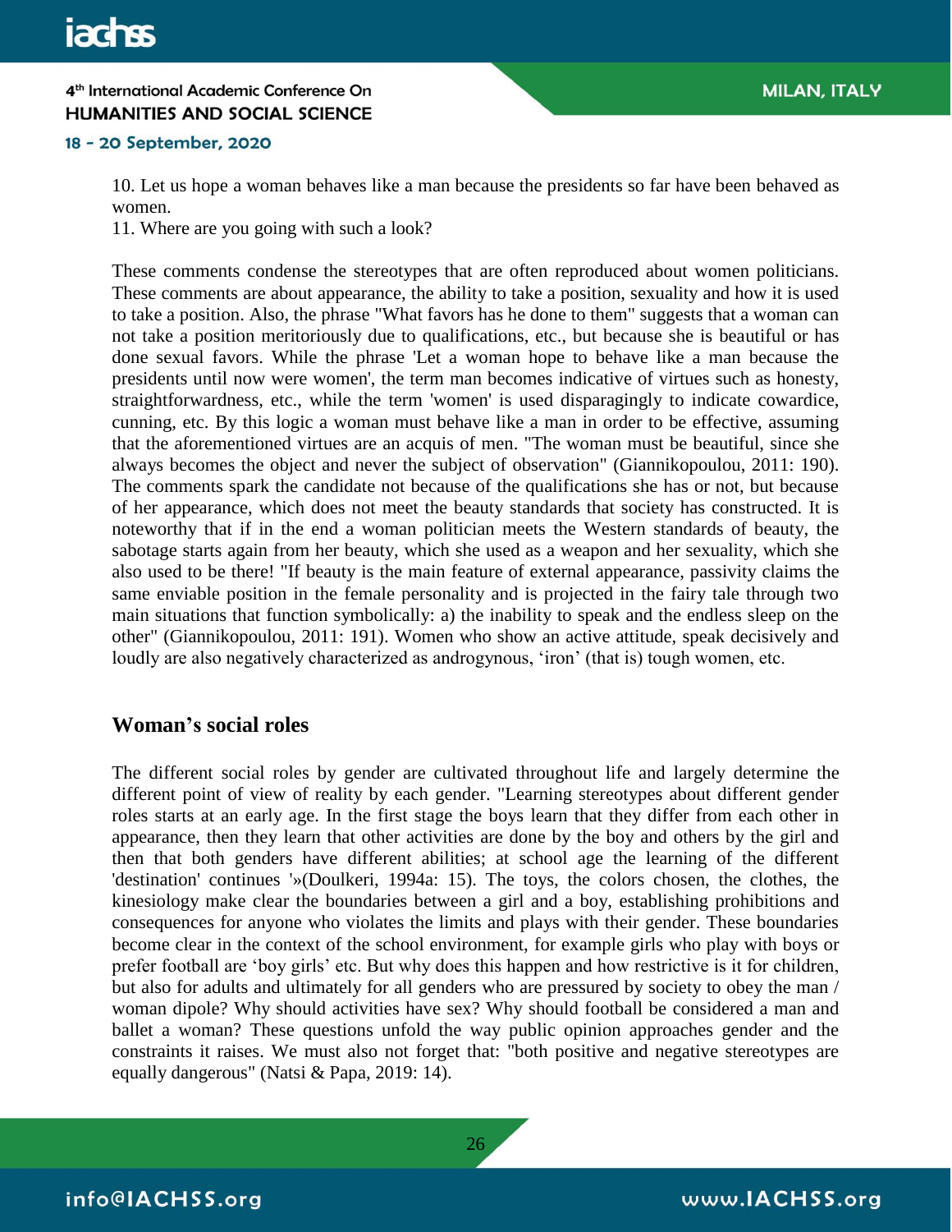10. Let us hope a woman behaves like a man because the presidents so far have been behaved as women.
11. Where are you going with such a look?

These comments condense the stereotypes that are often reproduced about women politicians. These comments are about appearance, the ability to take a position, sexuality and how it is used to take a position. Also, the phrase "What favors has he done to them" suggests that a woman can not take a position meritoriously due to qualifications, etc., but because she is beautiful or has done sexual favors. While the phrase 'Let a woman hope to behave like a man because the presidents until now were women', the term man becomes indicative of virtues such as honesty, straightforwardness, etc., while the term 'women' is used disparagingly to indicate cowardice, cunning, etc. By this logic a woman must behave like a man in order to be effective, assuming that the aforementioned virtues are an acquis of men. "The woman must be beautiful, since she always becomes the object and never the subject of observation" (Giannikopoulou, 2011: 190). The comments spark the candidate not because of the qualifications she has or not, but because of her appearance, which does not meet the beauty standards that society has constructed. It is noteworthy that if in the end a woman politician meets the Western standards of beauty, the sabotage starts again from her beauty, which she used as a weapon and her sexuality, which she also used to be there! "If beauty is the main feature of external appearance, passivity claims the same enviable position in the female personality and is projected in the fairy tale through two main situations that function symbolically: a) the inability to speak and the endless sleep on the other" (Giannikopoulou, 2011: 191). Women who show an active attitude, speak decisively and loudly are also negatively characterized as androgynous, 'iron' (that is) tough women, etc.

## Woman's social roles

The different social roles by gender are cultivated throughout life and largely determine the different point of view of reality by each gender. "Learning stereotypes about different gender roles starts at an early age. In the first stage the boys learn that they differ from each other in appearance, then they learn that other activities are done by the boy and others by the girl and then that both genders have different abilities; at school age the learning of the different 'destination' continues '»(Doulkeri, 1994a: 15). The toys, the colors chosen, the clothes, the kinesiology make clear the boundaries between a girl and a boy, establishing prohibitions and consequences for anyone who violates the limits and plays with their gender. These boundaries become clear in the context of the school environment, for example girls who play with boys or prefer football are 'boy girls' etc. But why does this happen and how restrictive is it for children, but also for adults and ultimately for all genders who are pressured by society to obey the man / woman dipole? Why should activities have sex? Why should football be considered a man and ballet a woman? These questions unfold the way public opinion approaches gender and the constraints it raises. We must also not forget that: "both positive and negative stereotypes are equally dangerous" (Natsi & Papa, 2019: 14).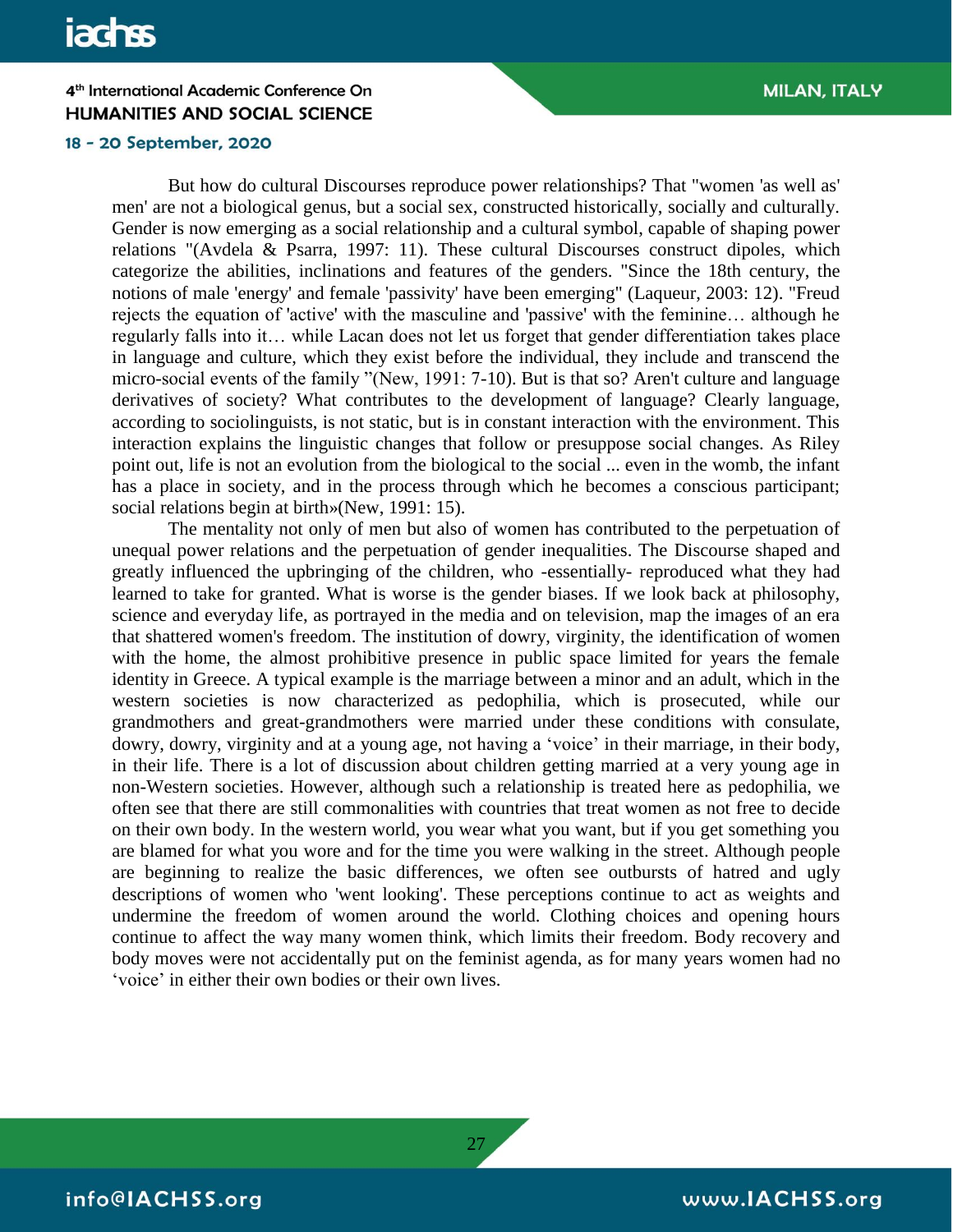But how do cultural Discourses reproduce power relationships? That "women 'as well as' men' are not a biological genus, but a social sex, constructed historically, socially and culturally. Gender is now emerging as a social relationship and a cultural symbol, capable of shaping power relations "(Avdela & Psarra, 1997: 11). These cultural Discourses construct dipoles, which categorize the abilities, inclinations and features of the genders. "Since the 18th century, the notions of male 'energy' and female 'passivity' have been emerging" (Laqueur, 2003: 12). "Freud rejects the equation of 'active' with the masculine and 'passive' with the feminine… although he regularly falls into it… while Lacan does not let us forget that gender differentiation takes place in language and culture, which they exist before the individual, they include and transcend the micro-social events of the family "(New, 1991: 7-10). But is that so? Aren't culture and language derivatives of society? What contributes to the development of language? Clearly language, according to sociolinguists, is not static, but is in constant interaction with the environment. This interaction explains the linguistic changes that follow or presuppose social changes. As Riley point out, life is not an evolution from the biological to the social ... even in the womb, the infant has a place in society, and in the process through which he becomes a conscious participant; social relations begin at birth»(New, 1991: 15).

The mentality not only of men but also of women has contributed to the perpetuation of unequal power relations and the perpetuation of gender inequalities. The Discourse shaped and greatly influenced the upbringing of the children, who -essentially- reproduced what they had learned to take for granted. What is worse is the gender biases. If we look back at philosophy, science and everyday life, as portrayed in the media and on television, map the images of an era that shattered women's freedom. The institution of dowry, virginity, the identification of women with the home, the almost prohibitive presence in public space limited for years the female identity in Greece. A typical example is the marriage between a minor and an adult, which in the western societies is now characterized as pedophilia, which is prosecuted, while our grandmothers and great-grandmothers were married under these conditions with consulate, dowry, dowry, virginity and at a young age, not having a 'voice' in their marriage, in their body, in their life. There is a lot of discussion about children getting married at a very young age in non-Western societies. However, although such a relationship is treated here as pedophilia, we often see that there are still commonalities with countries that treat women as not free to decide on their own body. In the western world, you wear what you want, but if you get something you are blamed for what you wore and for the time you were walking in the street. Although people are beginning to realize the basic differences, we often see outbursts of hatred and ugly descriptions of women who 'went looking'. These perceptions continue to act as weights and undermine the freedom of women around the world. Clothing choices and opening hours continue to affect the way many women think, which limits their freedom. Body recovery and body moves were not accidentally put on the feminist agenda, as for many years women had no 'voice' in either their own bodies or their own lives.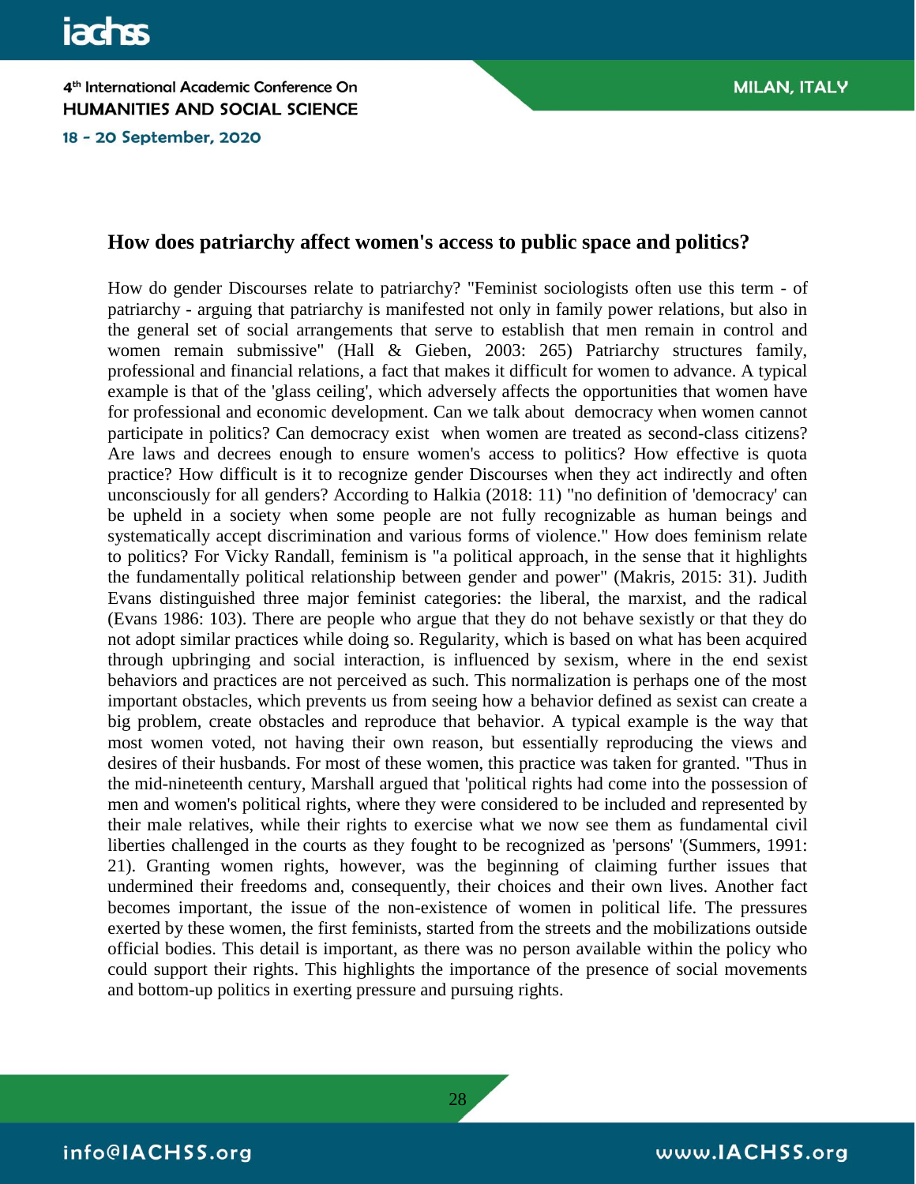### How does patriarchy affect women's access to public space and politics?

How do gender Discourses relate to patriarchy? "Feminist sociologists often use this term - of patriarchy - arguing that patriarchy is manifested not only in family power relations, but also in the general set of social arrangements that serve to establish that men remain in control and women remain submissive" (Hall & Gieben, 2003: 265) Patriarchy structures family, professional and financial relations, a fact that makes it difficult for women to advance. A typical example is that of the 'glass ceiling', which adversely affects the opportunities that women have for professional and economic development. Can we talk about democracy when women cannot participate in politics? Can democracy exist when women are treated as second-class citizens? Are laws and decrees enough to ensure women's access to politics? How effective is quota practice? How difficult is it to recognize gender Discourses when they act indirectly and often unconsciously for all genders? According to Halkia (2018: 11) "no definition of 'democracy' can be upheld in a society when some people are not fully recognizable as human beings and systematically accept discrimination and various forms of violence." How does feminism relate to politics? For Vicky Randall, feminism is "a political approach, in the sense that it highlights the fundamentally political relationship between gender and power" (Makris, 2015: 31). Judith Evans distinguished three major feminist categories: the liberal, the marxist, and the radical (Evans 1986: 103). There are people who argue that they do not behave sexistly or that they do not adopt similar practices while doing so. Regularity, which is based on what has been acquired through upbringing and social interaction, is influenced by sexism, where in the end sexist behaviors and practices are not perceived as such. This normalization is perhaps one of the most important obstacles, which prevents us from seeing how a behavior defined as sexist can create a big problem, create obstacles and reproduce that behavior. A typical example is the way that most women voted, not having their own reason, but essentially reproducing the views and desires of their husbands. For most of these women, this practice was taken for granted. "Thus in the mid-nineteenth century, Marshall argued that 'political rights had come into the possession of men and women's political rights, where they were considered to be included and represented by their male relatives, while their rights to exercise what we now see them as fundamental civil liberties challenged in the courts as they fought to be recognized as 'persons' '(Summers, 1991: 21). Granting women rights, however, was the beginning of claiming further issues that undermined their freedoms and, consequently, their choices and their own lives. Another fact becomes important, the issue of the non-existence of women in political life. The pressures exerted by these women, the first feminists, started from the streets and the mobilizations outside official bodies. This detail is important, as there was no person available within the policy who could support their rights. This highlights the importance of the presence of social movements and bottom-up politics in exerting pressure and pursuing rights.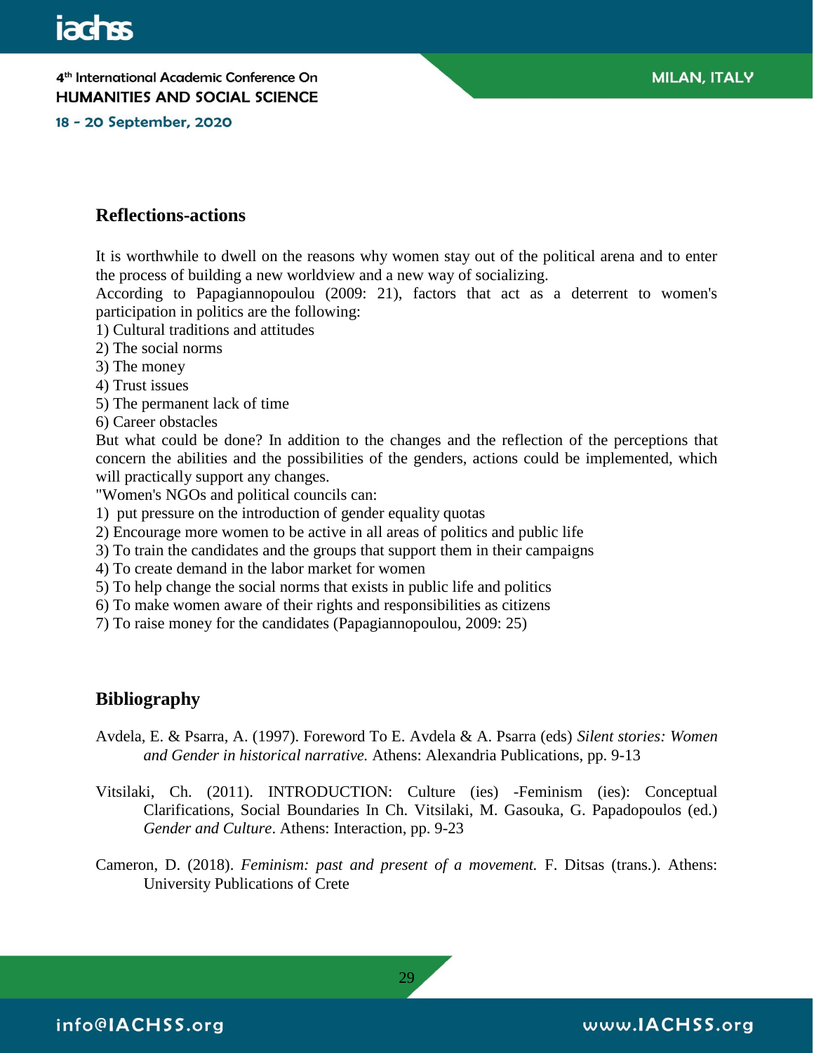## Reflections-actions

It is worthwhile to dwell on the reasons why women stay out of the political arena and to enter the process of building a new worldview and a new way of socializing.

According to Papagiannopoulou (2009: 21), factors that act as a deterrent to women's participation in politics are the following:

1) Cultural traditions and attitudes
2) The social norms
3) The money
4) Trust issues
5) The permanent lack of time
6) Career obstacles

But what could be done? In addition to the changes and the reflection of the perceptions that concern the abilities and the possibilities of the genders, actions could be implemented, which will practically support any changes.

"Women's NGOs and political councils can:

1) put pressure on the introduction of gender equality quotas
2) Encourage more women to be active in all areas of politics and public life
3) To train the candidates and the groups that support them in their campaigns
4) To create demand in the labor market for women
5) To help change the social norms that exists in public life and politics
6) To make women aware of their rights and responsibilities as citizens
7) To raise money for the candidates (Papagiannopoulou, 2009: 25)

## Bibliography

Avdela, E. & Psarra, A. (1997). Foreword To E. Avdela & A. Psarra (eds) *Silent stories: Women and Gender in historical narrative.* Athens: Alexandria Publications, pp. 9-13

Vitsilaki, Ch. (2011). INTRODUCTION: Culture (ies) -Feminism (ies): Conceptual Clarifications, Social Boundaries In Ch. Vitsilaki, M. Gasouka, G. Papadopoulos (ed.) *Gender and Culture*. Athens: Interaction, pp. 9-23

Cameron, D. (2018). *Feminism: past and present of a movement.* F. Ditsas (trans.). Athens: University Publications of Crete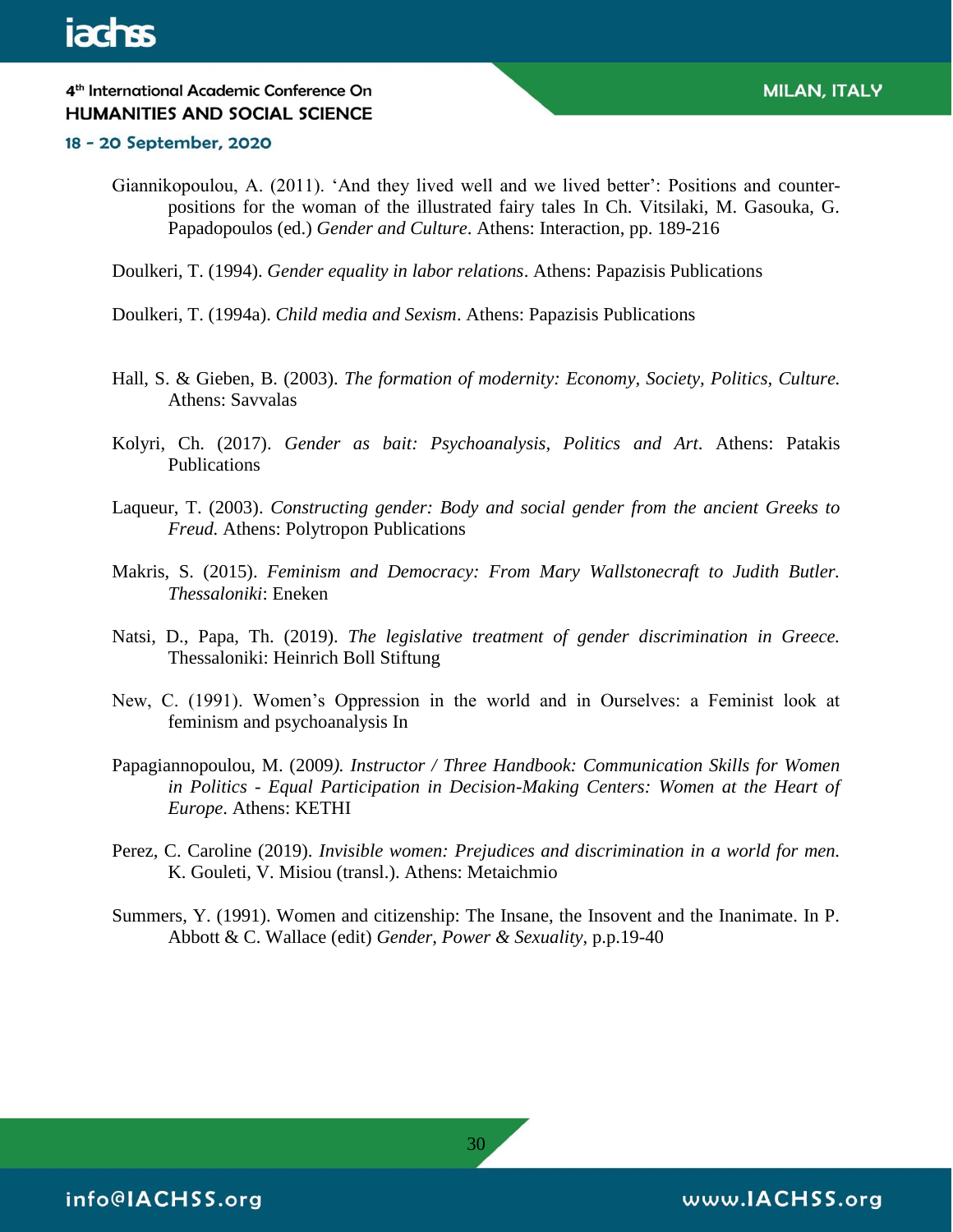Giannikopoulou, A. (2011). 'And they lived well and we lived better': Positions and counter-positions for the woman of the illustrated fairy tales In Ch. Vitsilaki, M. Gasouka, G. Papadopoulos (ed.) *Gender and Culture*. Athens: Interaction, pp. 189-216

Doulkeri, T. (1994). *Gender equality in labor relations*. Athens: Papazisis Publications

Doulkeri, T. (1994a). *Child media and Sexism*. Athens: Papazisis Publications

Hall, S. & Gieben, B. (2003). *The formation of modernity: Economy, Society, Politics, Culture.* Athens: Savvalas

Kolyri, Ch. (2017). *Gender as bait: Psychoanalysis, Politics and Art*. Athens: Patakis Publications

Laqueur, T. (2003). *Constructing gender: Body and social gender from the ancient Greeks to Freud.* Athens: Polytropon Publications

Makris, S. (2015). *Feminism and Democracy: From Mary Wallstonecraft to Judith Butler. Thessaloniki*: Eneken

Natsi, D., Papa, Th. (2019). *The legislative treatment of gender discrimination in Greece.* Thessaloniki: Heinrich Boll Stiftung

New, C. (1991). Women's Oppression in the world and in Ourselves: a Feminist look at feminism and psychoanalysis In

Papagiannopoulou, M. (2009*). Instructor / Three Handbook: Communication Skills for Women in Politics - Equal Participation in Decision-Making Centers: Women at the Heart of Europe*. Athens: KETHI

Perez, C. Caroline (2019). *Invisible women: Prejudices and discrimination in a world for men.* K. Gouleti, V. Misiou (transl.). Athens: Metaichmio

Summers, Y. (1991). Women and citizenship: The Insane, the Insovent and the Inanimate. In P. Abbott & C. Wallace (edit) *Gender, Power & Sexuality*, p.p.19-40